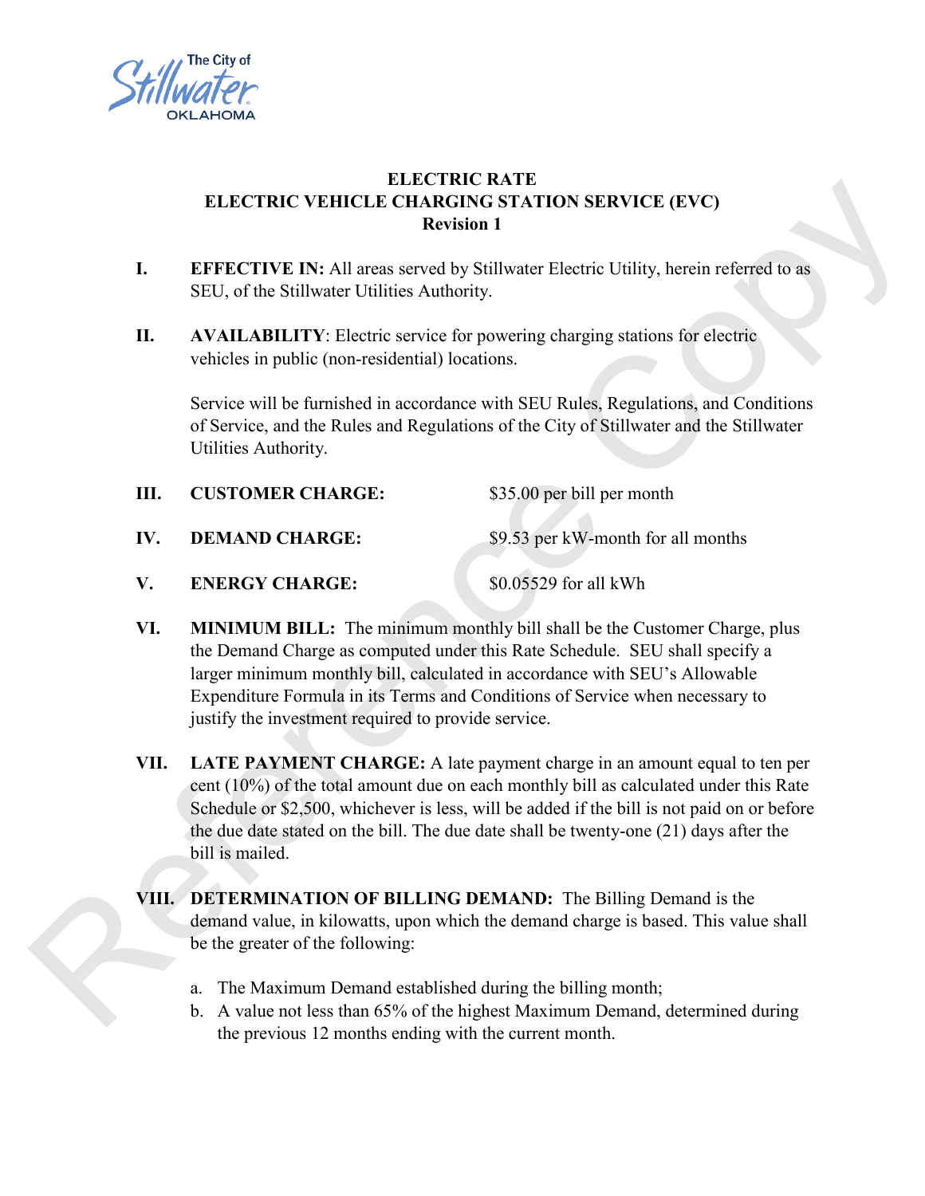The City of Stillwater OKLAHOMA

# ELECTRIC RATE
# ELECTRIC VEHICLE CHARGING STATION SERVICE (EVC)
## Revision 1

**I. EFFECTIVE IN:** All areas served by Stillwater Electric Utility, herein referred to as SEU, of the Stillwater Utilities Authority.

**II. AVAILABILITY**: Electric service for powering charging stations for electric vehicles in public (non-residential) locations.

Service will be furnished in accordance with SEU Rules, Regulations, and Conditions of Service, and the Rules and Regulations of the City of Stillwater and the Stillwater Utilities Authority.

**III. CUSTOMER CHARGE:** $35.00 per bill per month

**IV. DEMAND CHARGE:** $9.53 per kW-month for all months

**V. ENERGY CHARGE:** $0.05529 for all kWh

**VI. MINIMUM BILL:** The minimum monthly bill shall be the Customer Charge, plus the Demand Charge as computed under this Rate Schedule. SEU shall specify a larger minimum monthly bill, calculated in accordance with SEU's Allowable Expenditure Formula in its Terms and Conditions of Service when necessary to justify the investment required to provide service.

**VII. LATE PAYMENT CHARGE:** A late payment charge in an amount equal to ten per cent (10%) of the total amount due on each monthly bill as calculated under this Rate Schedule or $2,500, whichever is less, will be added if the bill is not paid on or before the due date stated on the bill. The due date shall be twenty-one (21) days after the bill is mailed.

**VIII. DETERMINATION OF BILLING DEMAND:** The Billing Demand is the demand value, in kilowatts, upon which the demand charge is based. This value shall be the greater of the following:

a. The Maximum Demand established during the billing month;
b. A value not less than 65% of the highest Maximum Demand, determined during the previous 12 months ending with the current month.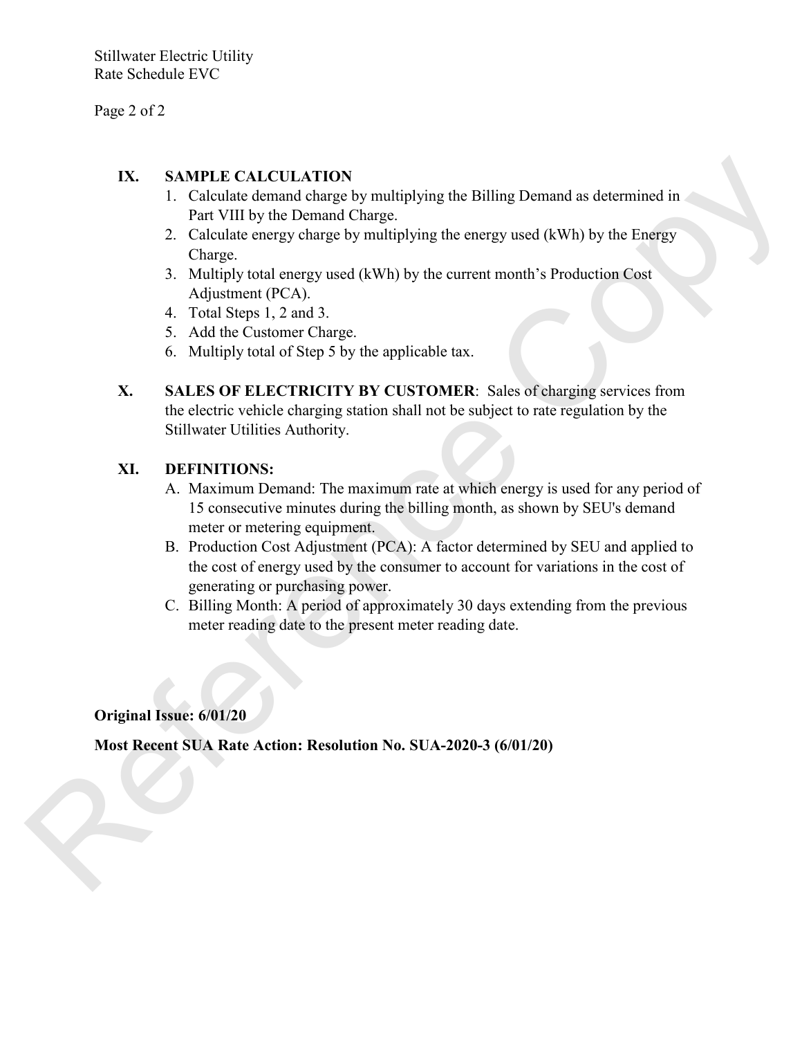## IX. SAMPLE CALCULATION

1. Calculate demand charge by multiplying the Billing Demand as determined in Part VIII by the Demand Charge.
2. Calculate energy charge by multiplying the energy used (kWh) by the Energy Charge.
3. Multiply total energy used (kWh) by the current month's Production Cost Adjustment (PCA).
4. Total Steps 1, 2 and 3.
5. Add the Customer Charge.
6. Multiply total of Step 5 by the applicable tax.

## X. SALES OF ELECTRICITY BY CUSTOMER

**SALES OF ELECTRICITY BY CUSTOMER**: Sales of charging services from the electric vehicle charging station shall not be subject to rate regulation by the Stillwater Utilities Authority.

## XI. DEFINITIONS:

A. Maximum Demand: The maximum rate at which energy is used for any period of 15 consecutive minutes during the billing month, as shown by SEU's demand meter or metering equipment.

B. Production Cost Adjustment (PCA): A factor determined by SEU and applied to the cost of energy used by the consumer to account for variations in the cost of generating or purchasing power.

C. Billing Month: A period of approximately 30 days extending from the previous meter reading date to the present meter reading date.

**Original Issue: 6/01/20**

**Most Recent SUA Rate Action: Resolution No. SUA-2020-3 (6/01/20)**